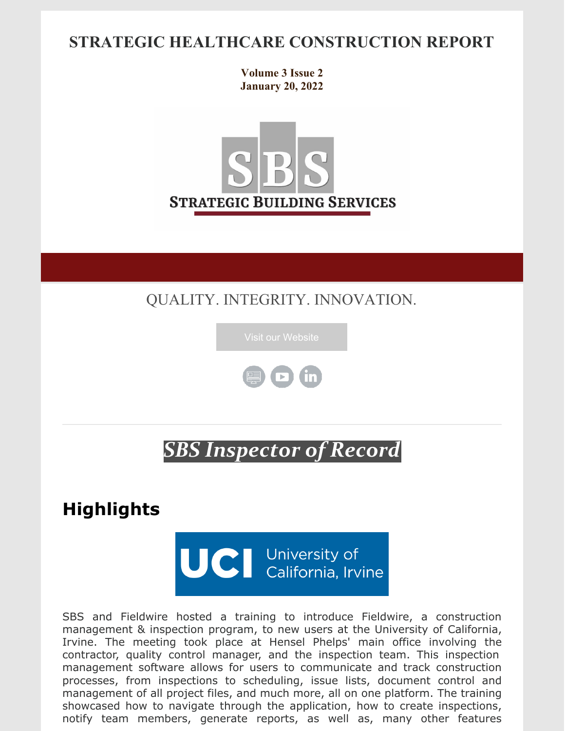# STRATEGIC HEALTHCARE CONSTRUCTION REPORT

**Volume 3 Issue 2**
**January 20, 2022**

STRATEGIC BUILDING SERVICES

QUALITY. INTEGRITY. INNOVATION.

Visit our Website

## *SBS Inspector of Record*

## Highlights

UCI University of California, Irvine

SBS and Fieldwire hosted a training to introduce Fieldwire, a construction management & inspection program, to new users at the University of California, Irvine. The meeting took place at Hensel Phelps' main office involving the contractor, quality control manager, and the inspection team. This inspection management software allows for users to communicate and track construction processes, from inspections to scheduling, issue lists, document control and management of all project files, and much more, all on one platform. The training showcased how to navigate through the application, how to create inspections, notify team members, generate reports, as well as, many other features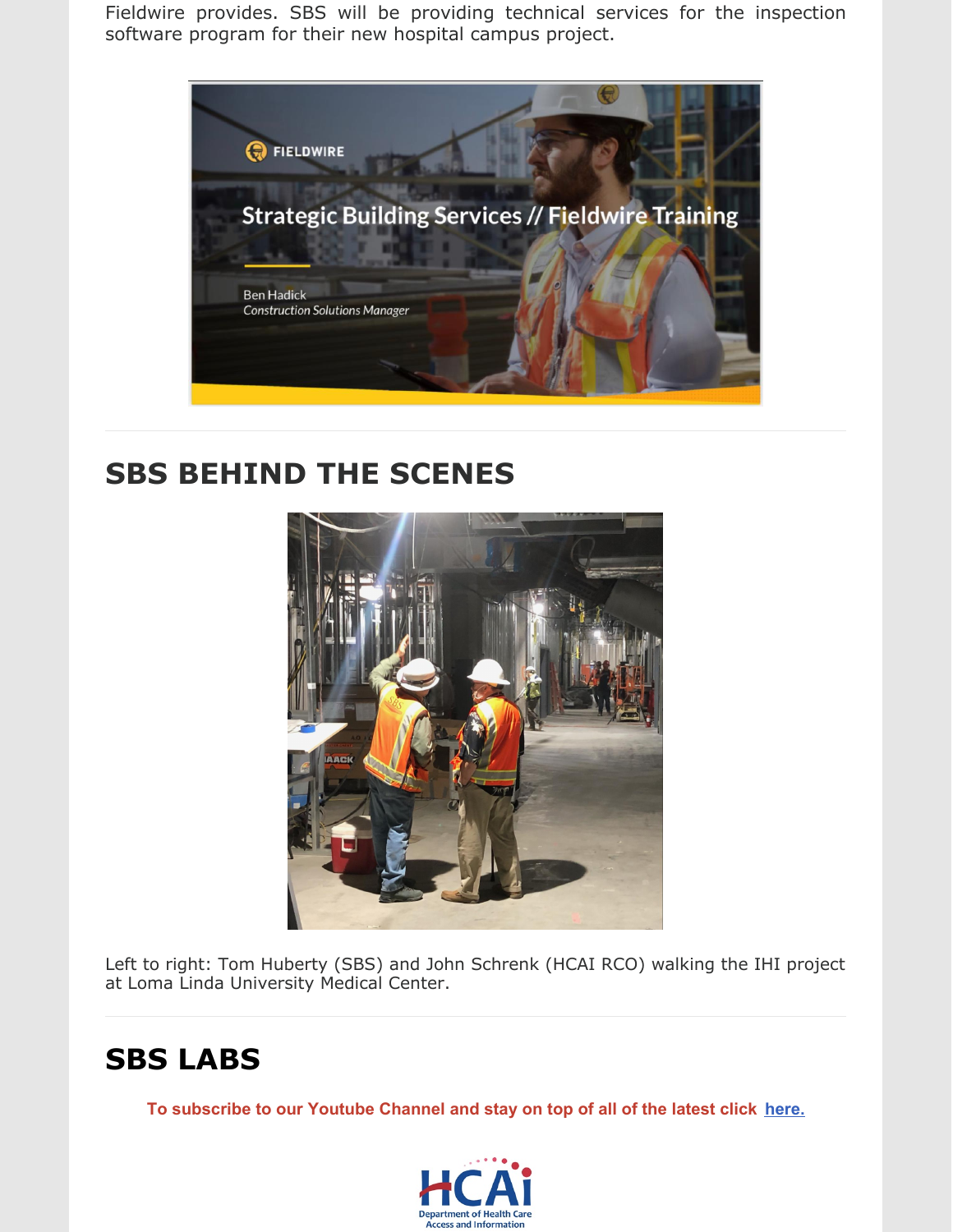Fieldwire provides. SBS will be providing technical services for the inspection software program for their new hospital campus project.

## SBS BEHIND THE SCENES

Left to right: Tom Huberty (SBS) and John Schrenk (HCAI RCO) walking the IHI project at Loma Linda University Medical Center.

## SBS LABS

**To subscribe to our Youtube Channel and stay on top of all of the latest click here.**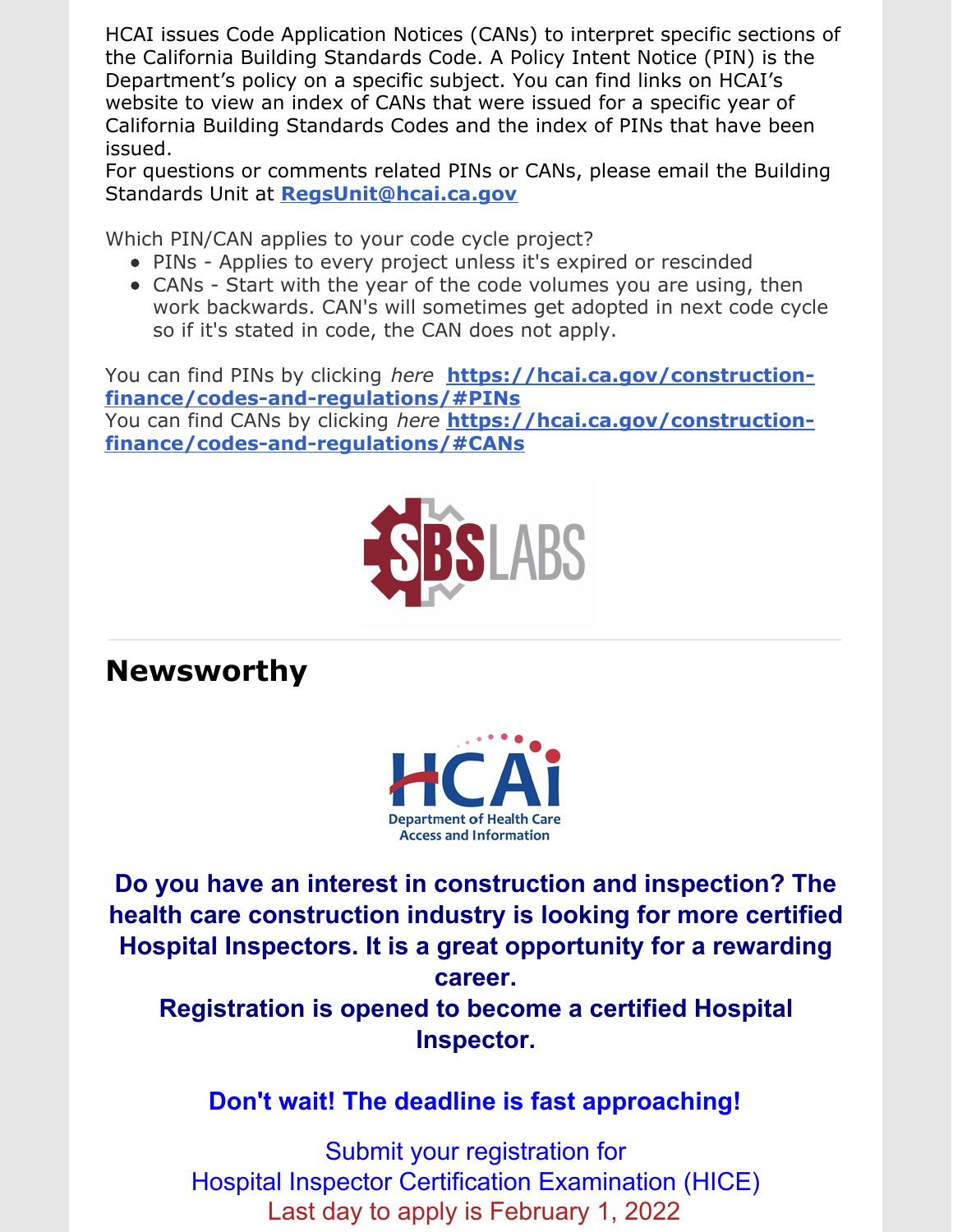HCAI issues Code Application Notices (CANs) to interpret specific sections of the California Building Standards Code. A Policy Intent Notice (PIN) is the Department's policy on a specific subject. You can find links on HCAI's website to view an index of CANs that were issued for a specific year of California Building Standards Codes and the index of PINs that have been issued.

For questions or comments related PINs or CANs, please email the Building Standards Unit at **RegsUnit@hcai.ca.gov**

Which PIN/CAN applies to your code cycle project?

- PINs - Applies to every project unless it's expired or rescinded
- CANs - Start with the year of the code volumes you are using, then work backwards. CAN's will sometimes get adopted in next code cycle so if it's stated in code, the CAN does not apply.

You can find PINs by clicking *here* **https://hcai.ca.gov/construction-finance/codes-and-regulations/#PINs**
You can find CANs by clicking *here* **https://hcai.ca.gov/construction-finance/codes-and-regulations/#CANs**

## Newsworthy

**Do you have an interest in construction and inspection? The health care construction industry is looking for more certified Hospital Inspectors. It is a great opportunity for a rewarding career.**

**Registration is opened to become a certified Hospital Inspector.**

**Don't wait! The deadline is fast approaching!**

Submit your registration for
Hospital Inspector Certification Examination (HICE)
Last day to apply is February 1, 2022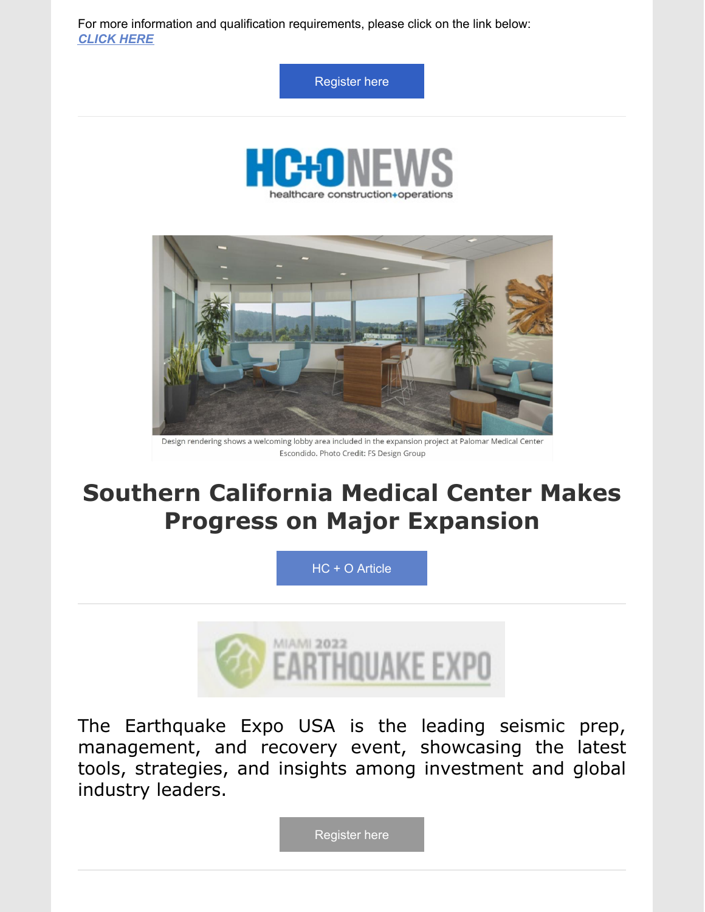For more information and qualification requirements, please click on the link below:
***CLICK HERE***

Register here

---

HC+O NEWS
healthcare construction+operations

Design rendering shows a welcoming lobby area included in the expansion project at Palomar Medical Center Escondido. Photo Credit: FS Design Group

# Southern California Medical Center Makes Progress on Major Expansion

HC + O Article

---

MIAMI 2022 EARTHQUAKE EXPO

The Earthquake Expo USA is the leading seismic prep, management, and recovery event, showcasing the latest tools, strategies, and insights among investment and global industry leaders.

Register here

---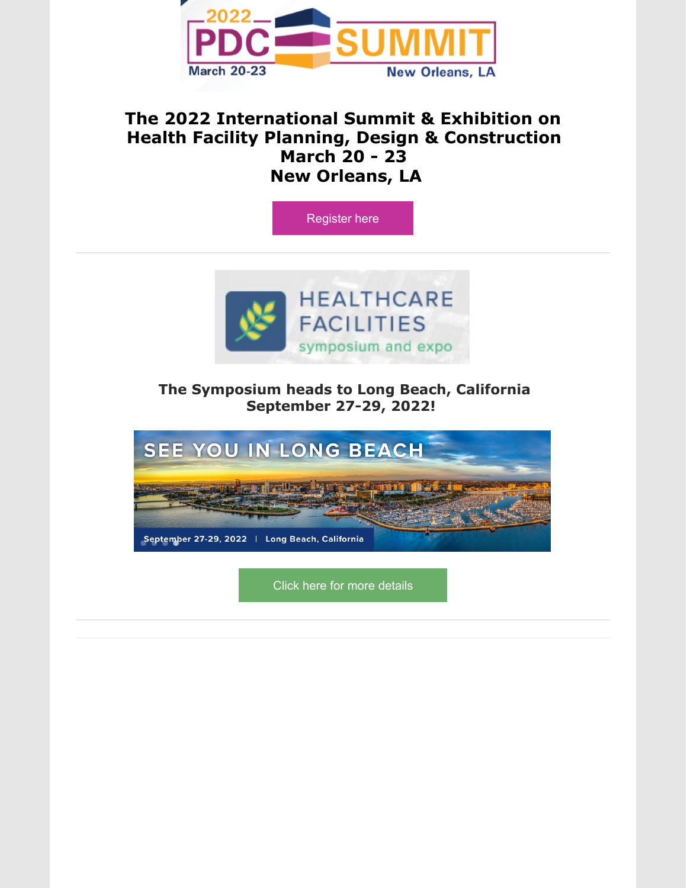## The 2022 International Summit & Exhibition on Health Facility Planning, Design & Construction
## March 20 - 23
## New Orleans, LA

Register here

---

### The Symposium heads to Long Beach, California September 27-29, 2022!

Click here for more details

---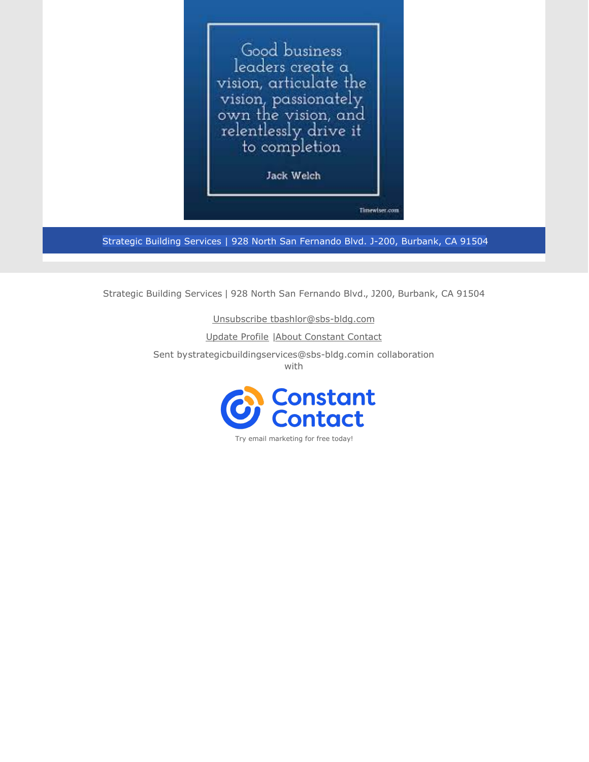Good business leaders create a vision, articulate the vision, passionately own the vision, and relentlessly drive it to completion

Jack Welch

Timewiser.com

Strategic Building Services | 928 North San Fernando Blvd. J-200, Burbank, CA 91504

Strategic Building Services | 928 North San Fernando Blvd., J200, Burbank, CA 91504

Unsubscribe tbashlor@sbs-bldg.com

Update Profile |About Constant Contact

Sent bystrategicbuildingservices@sbs-bldg.comin collaboration with

Constant Contact

Try email marketing for free today!